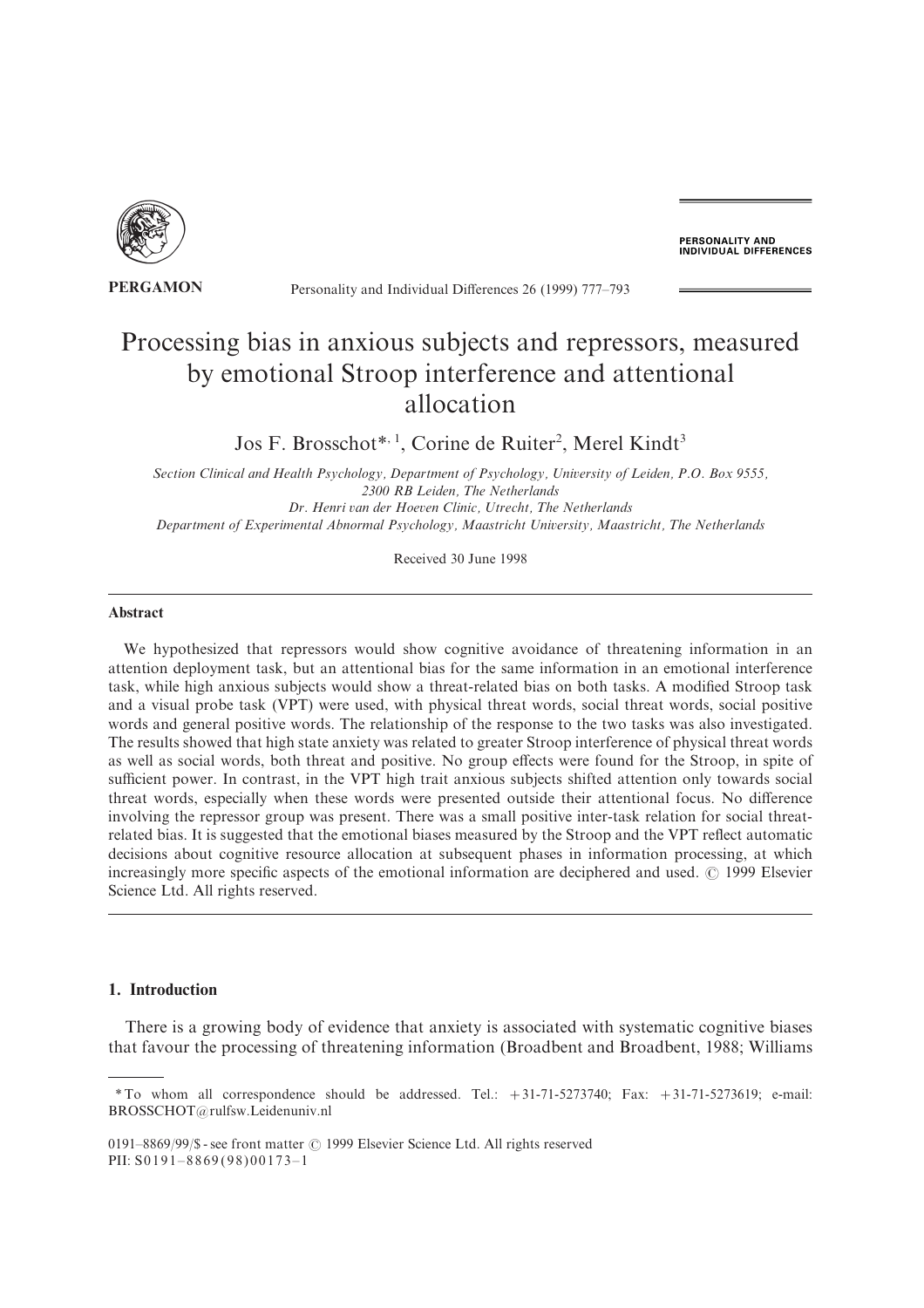# Processing bias in anxious subjects and repressors, measured by emotional Stroop interference and attentional allocation

Jos F. Brosschot*[1], Corine de Ruiter[2], Merel Kindt[3]

*Section Clinical and Health Psychology, Department of Psychology, University of Leiden, P.O. Box 9555, 2300 RB Leiden, The Netherlands*
*Dr. Henri van der Hoeven Clinic, Utrecht, The Netherlands*
*Department of Experimental Abnormal Psychology, Maastricht University, Maastricht, The Netherlands*

Received 30 June 1998

## Abstract

We hypothesized that repressors would show cognitive avoidance of threatening information in an attention deployment task, but an attentional bias for the same information in an emotional interference task, while high anxious subjects would show a threat-related bias on both tasks. A modified Stroop task and a visual probe task (VPT) were used, with physical threat words, social threat words, social positive words and general positive words. The relationship of the response to the two tasks was also investigated. The results showed that high state anxiety was related to greater Stroop interference of physical threat words as well as social words, both threat and positive. No group effects were found for the Stroop, in spite of sufficient power. In contrast, in the VPT high trait anxious subjects shifted attention only towards social threat words, especially when these words were presented outside their attentional focus. No difference involving the repressor group was present. There was a small positive inter-task relation for social threat-related bias. It is suggested that the emotional biases measured by the Stroop and the VPT reflect automatic decisions about cognitive resource allocation at subsequent phases in information processing, at which increasingly more specific aspects of the emotional information are deciphered and used. © 1999 Elsevier Science Ltd. All rights reserved.

## 1. Introduction

There is a growing body of evidence that anxiety is associated with systematic cognitive biases that favour the processing of threatening information (Broadbent and Broadbent, 1988; Williams

---

\* To whom all correspondence should be addressed. Tel.: +31-71-5273740; Fax: +31-71-5273619; e-mail: BROSSCHOT@rulfsw.Leidenuniv.nl

0191-8869/99/$ - see front matter © 1999 Elsevier Science Ltd. All rights reserved
PII: S0191-8869(98)00173-1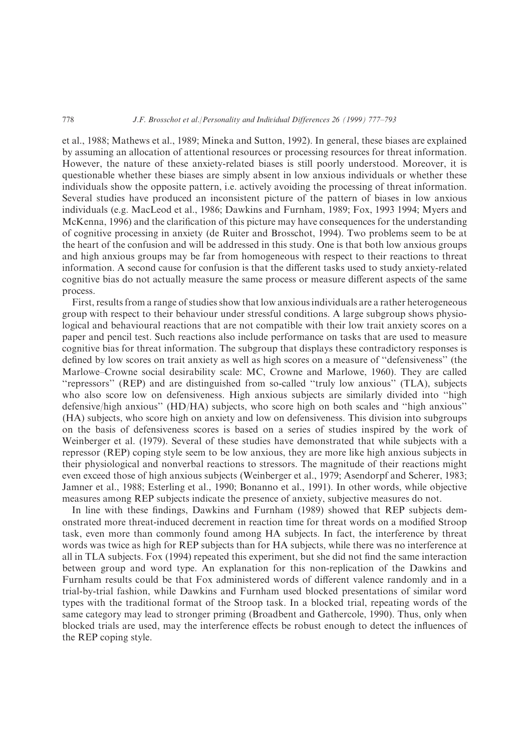et al., 1988; Mathews et al., 1989; Mineka and Sutton, 1992). In general, these biases are explained by assuming an allocation of attentional resources or processing resources for threat information. However, the nature of these anxiety-related biases is still poorly understood. Moreover, it is questionable whether these biases are simply absent in low anxious individuals or whether these individuals show the opposite pattern, i.e. actively avoiding the processing of threat information. Several studies have produced an inconsistent picture of the pattern of biases in low anxious individuals (e.g. MacLeod et al., 1986; Dawkins and Furnham, 1989; Fox, 1993 1994; Myers and McKenna, 1996) and the clarification of this picture may have consequences for the understanding of cognitive processing in anxiety (de Ruiter and Brosschot, 1994). Two problems seem to be at the heart of the confusion and will be addressed in this study. One is that both low anxious groups and high anxious groups may be far from homogeneous with respect to their reactions to threat information. A second cause for confusion is that the different tasks used to study anxiety-related cognitive bias do not actually measure the same process or measure different aspects of the same process.

First, results from a range of studies show that low anxious individuals are a rather heterogeneous group with respect to their behaviour under stressful conditions. A large subgroup shows physiological and behavioural reactions that are not compatible with their low trait anxiety scores on a paper and pencil test. Such reactions also include performance on tasks that are used to measure cognitive bias for threat information. The subgroup that displays these contradictory responses is defined by low scores on trait anxiety as well as high scores on a measure of "defensiveness" (the Marlowe–Crowne social desirability scale: MC, Crowne and Marlowe, 1960). They are called "repressors" (REP) and are distinguished from so-called "truly low anxious" (TLA), subjects who also score low on defensiveness. High anxious subjects are similarly divided into "high defensive/high anxious" (HD/HA) subjects, who score high on both scales and "high anxious" (HA) subjects, who score high on anxiety and low on defensiveness. This division into subgroups on the basis of defensiveness scores is based on a series of studies inspired by the work of Weinberger et al. (1979). Several of these studies have demonstrated that while subjects with a repressor (REP) coping style seem to be low anxious, they are more like high anxious subjects in their physiological and nonverbal reactions to stressors. The magnitude of their reactions might even exceed those of high anxious subjects (Weinberger et al., 1979; Asendorpf and Scherer, 1983; Jamner et al., 1988; Esterling et al., 1990; Bonanno et al., 1991). In other words, while objective measures among REP subjects indicate the presence of anxiety, subjective measures do not.

In line with these findings, Dawkins and Furnham (1989) showed that REP subjects demonstrated more threat-induced decrement in reaction time for threat words on a modified Stroop task, even more than commonly found among HA subjects. In fact, the interference by threat words was twice as high for REP subjects than for HA subjects, while there was no interference at all in TLA subjects. Fox (1994) repeated this experiment, but she did not find the same interaction between group and word type. An explanation for this non-replication of the Dawkins and Furnham results could be that Fox administered words of different valence randomly and in a trial-by-trial fashion, while Dawkins and Furnham used blocked presentations of similar word types with the traditional format of the Stroop task. In a blocked trial, repeating words of the same category may lead to stronger priming (Broadbent and Gathercole, 1990). Thus, only when blocked trials are used, may the interference effects be robust enough to detect the influences of the REP coping style.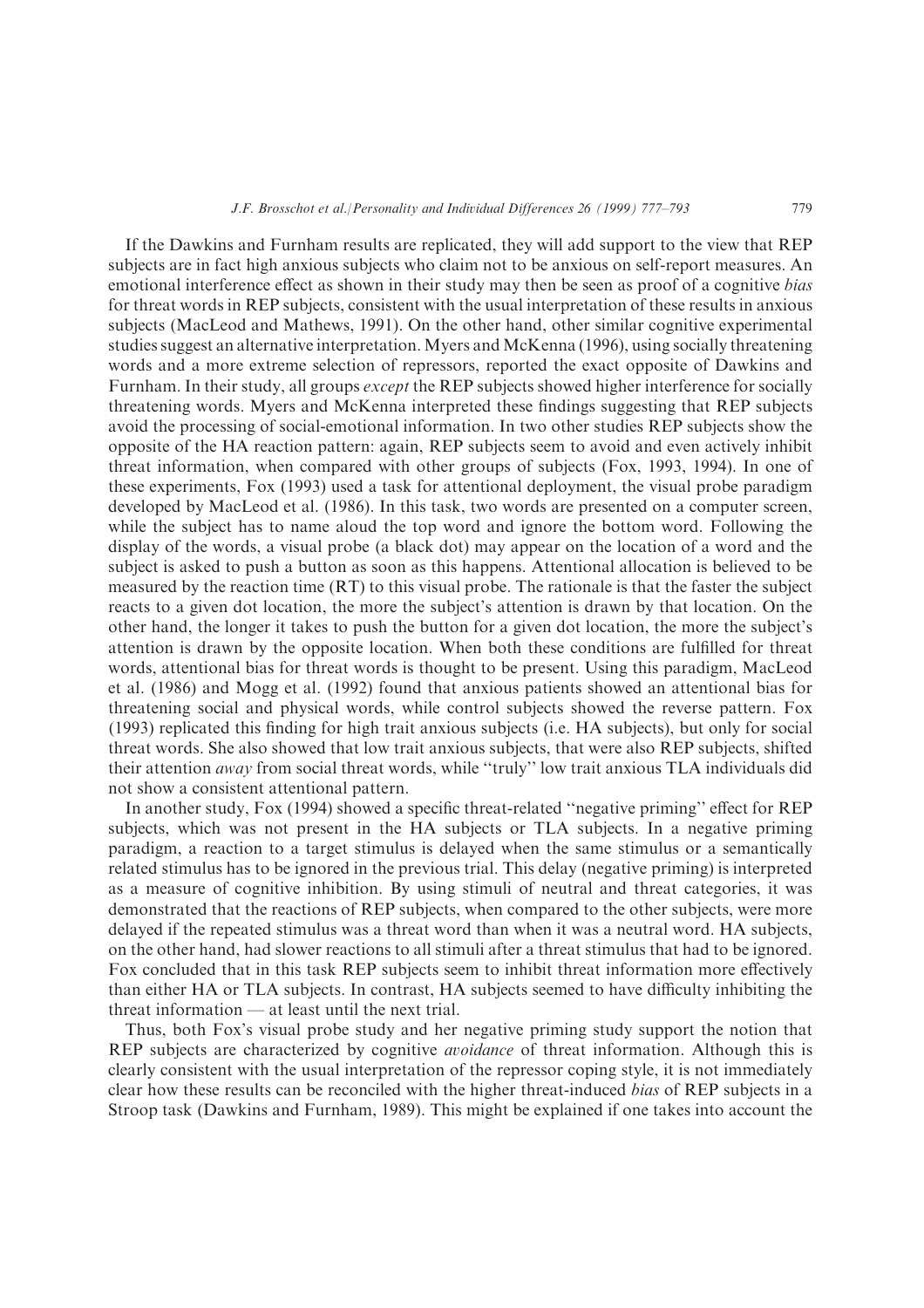If the Dawkins and Furnham results are replicated, they will add support to the view that REP subjects are in fact high anxious subjects who claim not to be anxious on self-report measures. An emotional interference effect as shown in their study may then be seen as proof of a cognitive *bias* for threat words in REP subjects, consistent with the usual interpretation of these results in anxious subjects (MacLeod and Mathews, 1991). On the other hand, other similar cognitive experimental studies suggest an alternative interpretation. Myers and McKenna (1996), using socially threatening words and a more extreme selection of repressors, reported the exact opposite of Dawkins and Furnham. In their study, all groups *except* the REP subjects showed higher interference for socially threatening words. Myers and McKenna interpreted these findings suggesting that REP subjects avoid the processing of social-emotional information. In two other studies REP subjects show the opposite of the HA reaction pattern: again, REP subjects seem to avoid and even actively inhibit threat information, when compared with other groups of subjects (Fox, 1993, 1994). In one of these experiments, Fox (1993) used a task for attentional deployment, the visual probe paradigm developed by MacLeod et al. (1986). In this task, two words are presented on a computer screen, while the subject has to name aloud the top word and ignore the bottom word. Following the display of the words, a visual probe (a black dot) may appear on the location of a word and the subject is asked to push a button as soon as this happens. Attentional allocation is believed to be measured by the reaction time (RT) to this visual probe. The rationale is that the faster the subject reacts to a given dot location, the more the subject's attention is drawn by that location. On the other hand, the longer it takes to push the button for a given dot location, the more the subject's attention is drawn by the opposite location. When both these conditions are fulfilled for threat words, attentional bias for threat words is thought to be present. Using this paradigm, MacLeod et al. (1986) and Mogg et al. (1992) found that anxious patients showed an attentional bias for threatening social and physical words, while control subjects showed the reverse pattern. Fox (1993) replicated this finding for high trait anxious subjects (i.e. HA subjects), but only for social threat words. She also showed that low trait anxious subjects, that were also REP subjects, shifted their attention *away* from social threat words, while "truly" low trait anxious TLA individuals did not show a consistent attentional pattern.

In another study, Fox (1994) showed a specific threat-related "negative priming" effect for REP subjects, which was not present in the HA subjects or TLA subjects. In a negative priming paradigm, a reaction to a target stimulus is delayed when the same stimulus or a semantically related stimulus has to be ignored in the previous trial. This delay (negative priming) is interpreted as a measure of cognitive inhibition. By using stimuli of neutral and threat categories, it was demonstrated that the reactions of REP subjects, when compared to the other subjects, were more delayed if the repeated stimulus was a threat word than when it was a neutral word. HA subjects, on the other hand, had slower reactions to all stimuli after a threat stimulus that had to be ignored. Fox concluded that in this task REP subjects seem to inhibit threat information more effectively than either HA or TLA subjects. In contrast, HA subjects seemed to have difficulty inhibiting the threat information — at least until the next trial.

Thus, both Fox's visual probe study and her negative priming study support the notion that REP subjects are characterized by cognitive *avoidance* of threat information. Although this is clearly consistent with the usual interpretation of the repressor coping style, it is not immediately clear how these results can be reconciled with the higher threat-induced *bias* of REP subjects in a Stroop task (Dawkins and Furnham, 1989). This might be explained if one takes into account the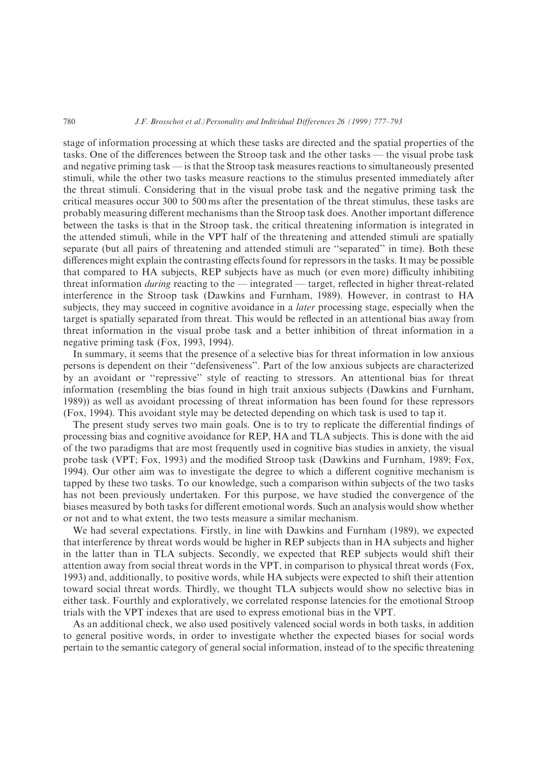stage of information processing at which these tasks are directed and the spatial properties of the tasks. One of the differences between the Stroop task and the other tasks — the visual probe task and negative priming task — is that the Stroop task measures reactions to simultaneously presented stimuli, while the other two tasks measure reactions to the stimulus presented immediately after the threat stimuli. Considering that in the visual probe task and the negative priming task the critical measures occur 300 to 500 ms after the presentation of the threat stimulus, these tasks are probably measuring different mechanisms than the Stroop task does. Another important difference between the tasks is that in the Stroop task, the critical threatening information is integrated in the attended stimuli, while in the VPT half of the threatening and attended stimuli are spatially separate (but all pairs of threatening and attended stimuli are "separated" in time). Both these differences might explain the contrasting effects found for repressors in the tasks. It may be possible that compared to HA subjects, REP subjects have as much (or even more) difficulty inhibiting threat information *during* reacting to the — integrated — target, reflected in higher threat-related interference in the Stroop task (Dawkins and Furnham, 1989). However, in contrast to HA subjects, they may succeed in cognitive avoidance in a *later* processing stage, especially when the target is spatially separated from threat. This would be reflected in an attentional bias away from threat information in the visual probe task and a better inhibition of threat information in a negative priming task (Fox, 1993, 1994).

In summary, it seems that the presence of a selective bias for threat information in low anxious persons is dependent on their "defensiveness". Part of the low anxious subjects are characterized by an avoidant or "repressive" style of reacting to stressors. An attentional bias for threat information (resembling the bias found in high trait anxious subjects (Dawkins and Furnham, 1989)) as well as avoidant processing of threat information has been found for these repressors (Fox, 1994). This avoidant style may be detected depending on which task is used to tap it.

The present study serves two main goals. One is to try to replicate the differential findings of processing bias and cognitive avoidance for REP, HA and TLA subjects. This is done with the aid of the two paradigms that are most frequently used in cognitive bias studies in anxiety, the visual probe task (VPT; Fox, 1993) and the modified Stroop task (Dawkins and Furnham, 1989; Fox, 1994). Our other aim was to investigate the degree to which a different cognitive mechanism is tapped by these two tasks. To our knowledge, such a comparison within subjects of the two tasks has not been previously undertaken. For this purpose, we have studied the convergence of the biases measured by both tasks for different emotional words. Such an analysis would show whether or not and to what extent, the two tests measure a similar mechanism.

We had several expectations. Firstly, in line with Dawkins and Furnham (1989), we expected that interference by threat words would be higher in REP subjects than in HA subjects and higher in the latter than in TLA subjects. Secondly, we expected that REP subjects would shift their attention away from social threat words in the VPT, in comparison to physical threat words (Fox, 1993) and, additionally, to positive words, while HA subjects were expected to shift their attention toward social threat words. Thirdly, we thought TLA subjects would show no selective bias in either task. Fourthly and exploratively, we correlated response latencies for the emotional Stroop trials with the VPT indexes that are used to express emotional bias in the VPT.

As an additional check, we also used positively valenced social words in both tasks, in addition to general positive words, in order to investigate whether the expected biases for social words pertain to the semantic category of general social information, instead of to the specific threatening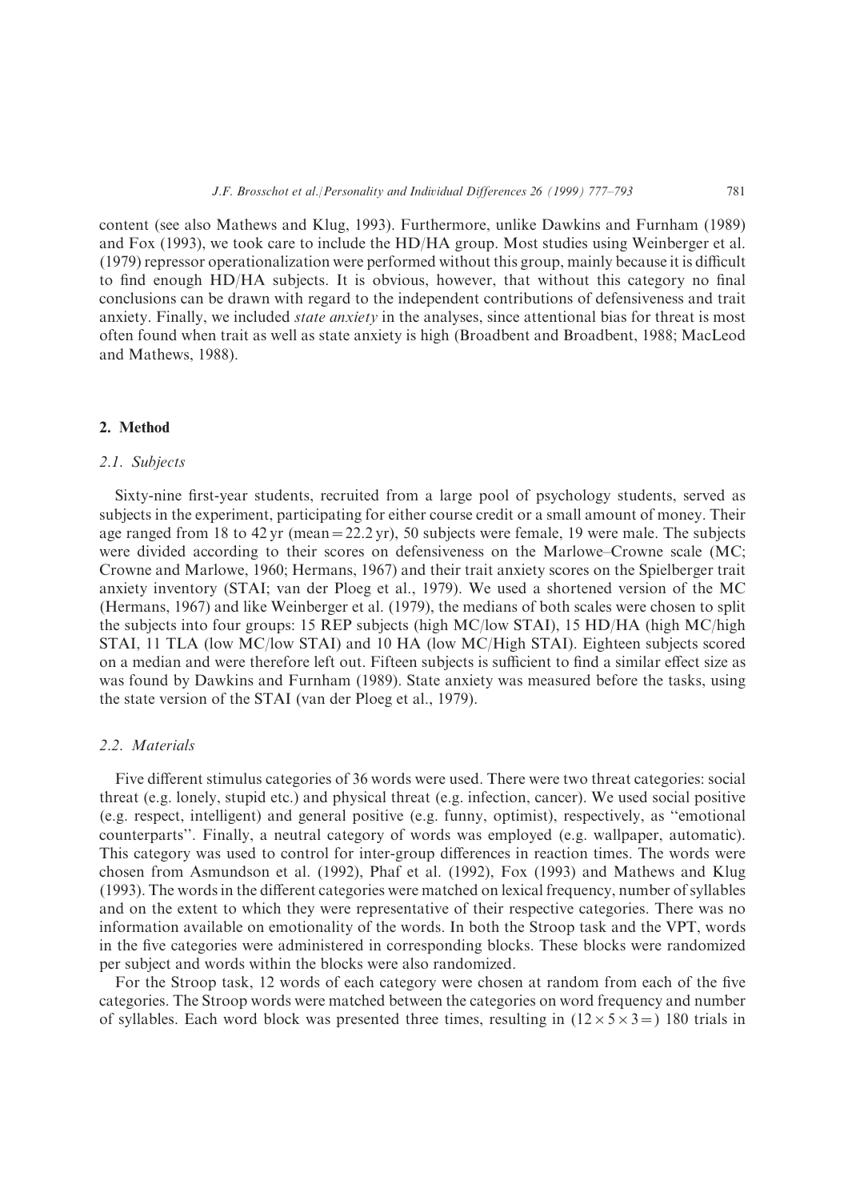content (see also Mathews and Klug, 1993). Furthermore, unlike Dawkins and Furnham (1989) and Fox (1993), we took care to include the HD/HA group. Most studies using Weinberger et al. (1979) repressor operationalization were performed without this group, mainly because it is difficult to find enough HD/HA subjects. It is obvious, however, that without this category no final conclusions can be drawn with regard to the independent contributions of defensiveness and trait anxiety. Finally, we included *state anxiety* in the analyses, since attentional bias for threat is most often found when trait as well as state anxiety is high (Broadbent and Broadbent, 1988; MacLeod and Mathews, 1988).

## 2. Method

### 2.1. Subjects

Sixty-nine first-year students, recruited from a large pool of psychology students, served as subjects in the experiment, participating for either course credit or a small amount of money. Their age ranged from 18 to 42 yr (mean = 22.2 yr), 50 subjects were female, 19 were male. The subjects were divided according to their scores on defensiveness on the Marlowe–Crowne scale (MC; Crowne and Marlowe, 1960; Hermans, 1967) and their trait anxiety scores on the Spielberger trait anxiety inventory (STAI; van der Ploeg et al., 1979). We used a shortened version of the MC (Hermans, 1967) and like Weinberger et al. (1979), the medians of both scales were chosen to split the subjects into four groups: 15 REP subjects (high MC/low STAI), 15 HD/HA (high MC/high STAI, 11 TLA (low MC/low STAI) and 10 HA (low MC/High STAI). Eighteen subjects scored on a median and were therefore left out. Fifteen subjects is sufficient to find a similar effect size as was found by Dawkins and Furnham (1989). State anxiety was measured before the tasks, using the state version of the STAI (van der Ploeg et al., 1979).

### 2.2. Materials

Five different stimulus categories of 36 words were used. There were two threat categories: social threat (e.g. lonely, stupid etc.) and physical threat (e.g. infection, cancer). We used social positive (e.g. respect, intelligent) and general positive (e.g. funny, optimist), respectively, as "emotional counterparts". Finally, a neutral category of words was employed (e.g. wallpaper, automatic). This category was used to control for inter-group differences in reaction times. The words were chosen from Asmundson et al. (1992), Phaf et al. (1992), Fox (1993) and Mathews and Klug (1993). The words in the different categories were matched on lexical frequency, number of syllables and on the extent to which they were representative of their respective categories. There was no information available on emotionality of the words. In both the Stroop task and the VPT, words in the five categories were administered in corresponding blocks. These blocks were randomized per subject and words within the blocks were also randomized.

For the Stroop task, 12 words of each category were chosen at random from each of the five categories. The Stroop words were matched between the categories on word frequency and number of syllables. Each word block was presented three times, resulting in $(12 \times 5 \times 3 =)$ 180 trials in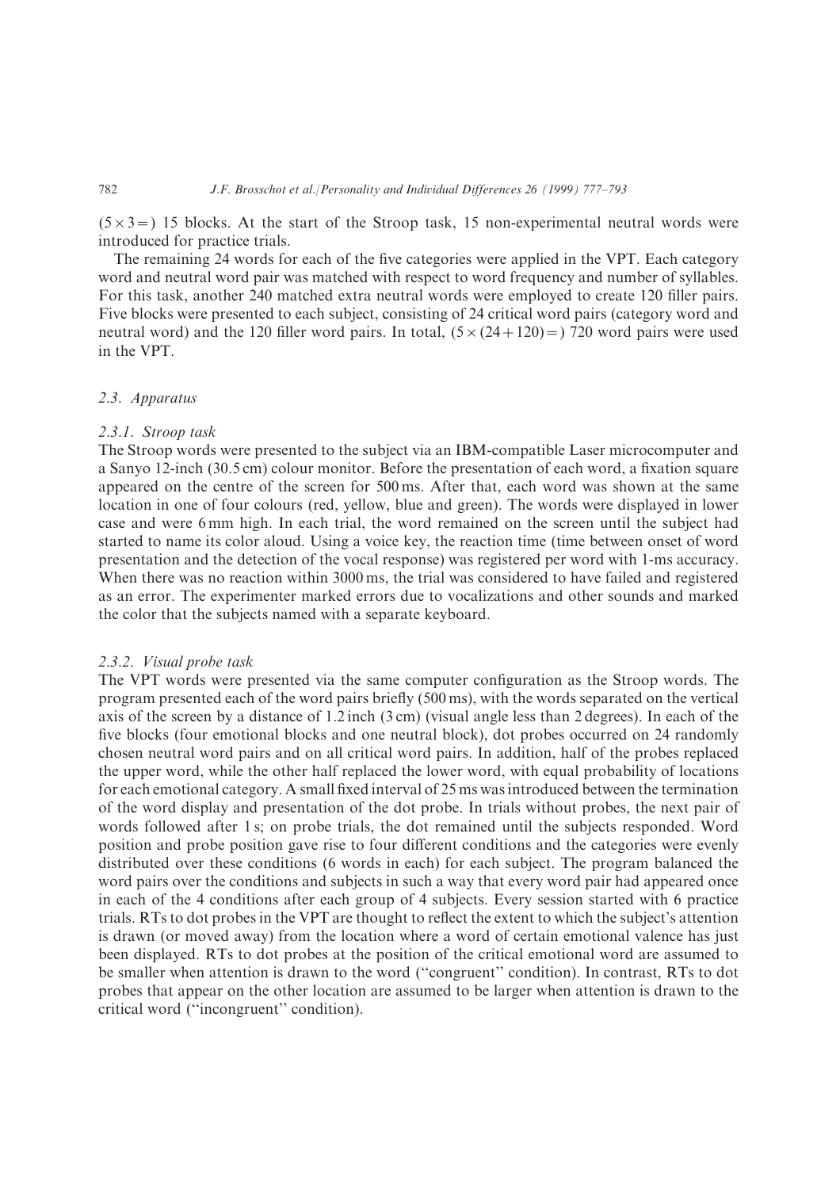($5 \times 3 =$) 15 blocks. At the start of the Stroop task, 15 non-experimental neutral words were introduced for practice trials.

The remaining 24 words for each of the five categories were applied in the VPT. Each category word and neutral word pair was matched with respect to word frequency and number of syllables. For this task, another 240 matched extra neutral words were employed to create 120 filler pairs. Five blocks were presented to each subject, consisting of 24 critical word pairs (category word and neutral word) and the 120 filler word pairs. In total, ($5 \times (24 + 120) =$) 720 word pairs were used in the VPT.

### 2.3. Apparatus

#### 2.3.1. Stroop task

The Stroop words were presented to the subject via an IBM-compatible Laser microcomputer and a Sanyo 12-inch (30.5 cm) colour monitor. Before the presentation of each word, a fixation square appeared on the centre of the screen for 500 ms. After that, each word was shown at the same location in one of four colours (red, yellow, blue and green). The words were displayed in lower case and were 6 mm high. In each trial, the word remained on the screen until the subject had started to name its color aloud. Using a voice key, the reaction time (time between onset of word presentation and the detection of the vocal response) was registered per word with 1-ms accuracy. When there was no reaction within 3000 ms, the trial was considered to have failed and registered as an error. The experimenter marked errors due to vocalizations and other sounds and marked the color that the subjects named with a separate keyboard.

#### 2.3.2. Visual probe task

The VPT words were presented via the same computer configuration as the Stroop words. The program presented each of the word pairs briefly (500 ms), with the words separated on the vertical axis of the screen by a distance of 1.2 inch (3 cm) (visual angle less than 2 degrees). In each of the five blocks (four emotional blocks and one neutral block), dot probes occurred on 24 randomly chosen neutral word pairs and on all critical word pairs. In addition, half of the probes replaced the upper word, while the other half replaced the lower word, with equal probability of locations for each emotional category. A small fixed interval of 25 ms was introduced between the termination of the word display and presentation of the dot probe. In trials without probes, the next pair of words followed after 1 s; on probe trials, the dot remained until the subjects responded. Word position and probe position gave rise to four different conditions and the categories were evenly distributed over these conditions (6 words in each) for each subject. The program balanced the word pairs over the conditions and subjects in such a way that every word pair had appeared once in each of the 4 conditions after each group of 4 subjects. Every session started with 6 practice trials. RTs to dot probes in the VPT are thought to reflect the extent to which the subject's attention is drawn (or moved away) from the location where a word of certain emotional valence has just been displayed. RTs to dot probes at the position of the critical emotional word are assumed to be smaller when attention is drawn to the word ("congruent" condition). In contrast, RTs to dot probes that appear on the other location are assumed to be larger when attention is drawn to the critical word ("incongruent" condition).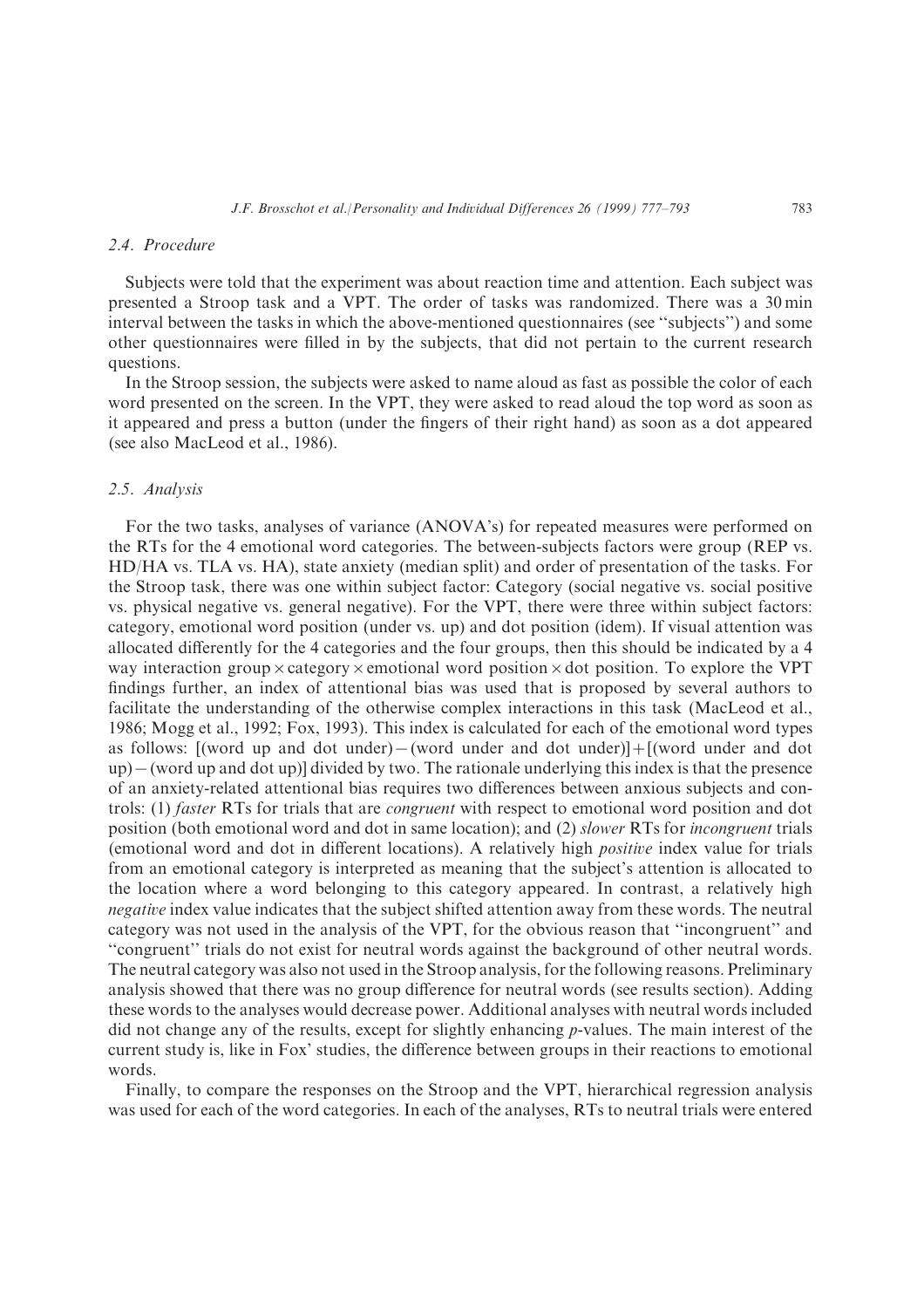### 2.4. Procedure

Subjects were told that the experiment was about reaction time and attention. Each subject was presented a Stroop task and a VPT. The order of tasks was randomized. There was a 30 min interval between the tasks in which the above-mentioned questionnaires (see "subjects") and some other questionnaires were filled in by the subjects, that did not pertain to the current research questions.

In the Stroop session, the subjects were asked to name aloud as fast as possible the color of each word presented on the screen. In the VPT, they were asked to read aloud the top word as soon as it appeared and press a button (under the fingers of their right hand) as soon as a dot appeared (see also MacLeod et al., 1986).

### 2.5. Analysis

For the two tasks, analyses of variance (ANOVA's) for repeated measures were performed on the RTs for the 4 emotional word categories. The between-subjects factors were group (REP vs. HD/HA vs. TLA vs. HA), state anxiety (median split) and order of presentation of the tasks. For the Stroop task, there was one within subject factor: Category (social negative vs. social positive vs. physical negative vs. general negative). For the VPT, there were three within subject factors: category, emotional word position (under vs. up) and dot position (idem). If visual attention was allocated differently for the 4 categories and the four groups, then this should be indicated by a 4 way interaction group $\times$ category $\times$ emotional word position $\times$ dot position. To explore the VPT findings further, an index of attentional bias was used that is proposed by several authors to facilitate the understanding of the otherwise complex interactions in this task (MacLeod et al., 1986; Mogg et al., 1992; Fox, 1993). This index is calculated for each of the emotional word types as follows: [(word up and dot under) $-$ (word under and dot under)] $+$ [(word under and dot up) $-$ (word up and dot up)] divided by two. The rationale underlying this index is that the presence of an anxiety-related attentional bias requires two differences between anxious subjects and controls: (1) *faster* RTs for trials that are *congruent* with respect to emotional word position and dot position (both emotional word and dot in same location); and (2) *slower* RTs for *incongruent* trials (emotional word and dot in different locations). A relatively high *positive* index value for trials from an emotional category is interpreted as meaning that the subject's attention is allocated to the location where a word belonging to this category appeared. In contrast, a relatively high *negative* index value indicates that the subject shifted attention away from these words. The neutral category was not used in the analysis of the VPT, for the obvious reason that "incongruent" and "congruent" trials do not exist for neutral words against the background of other neutral words. The neutral category was also not used in the Stroop analysis, for the following reasons. Preliminary analysis showed that there was no group difference for neutral words (see results section). Adding these words to the analyses would decrease power. Additional analyses with neutral words included did not change any of the results, except for slightly enhancing $p$-values. The main interest of the current study is, like in Fox' studies, the difference between groups in their reactions to emotional words.

Finally, to compare the responses on the Stroop and the VPT, hierarchical regression analysis was used for each of the word categories. In each of the analyses, RTs to neutral trials were entered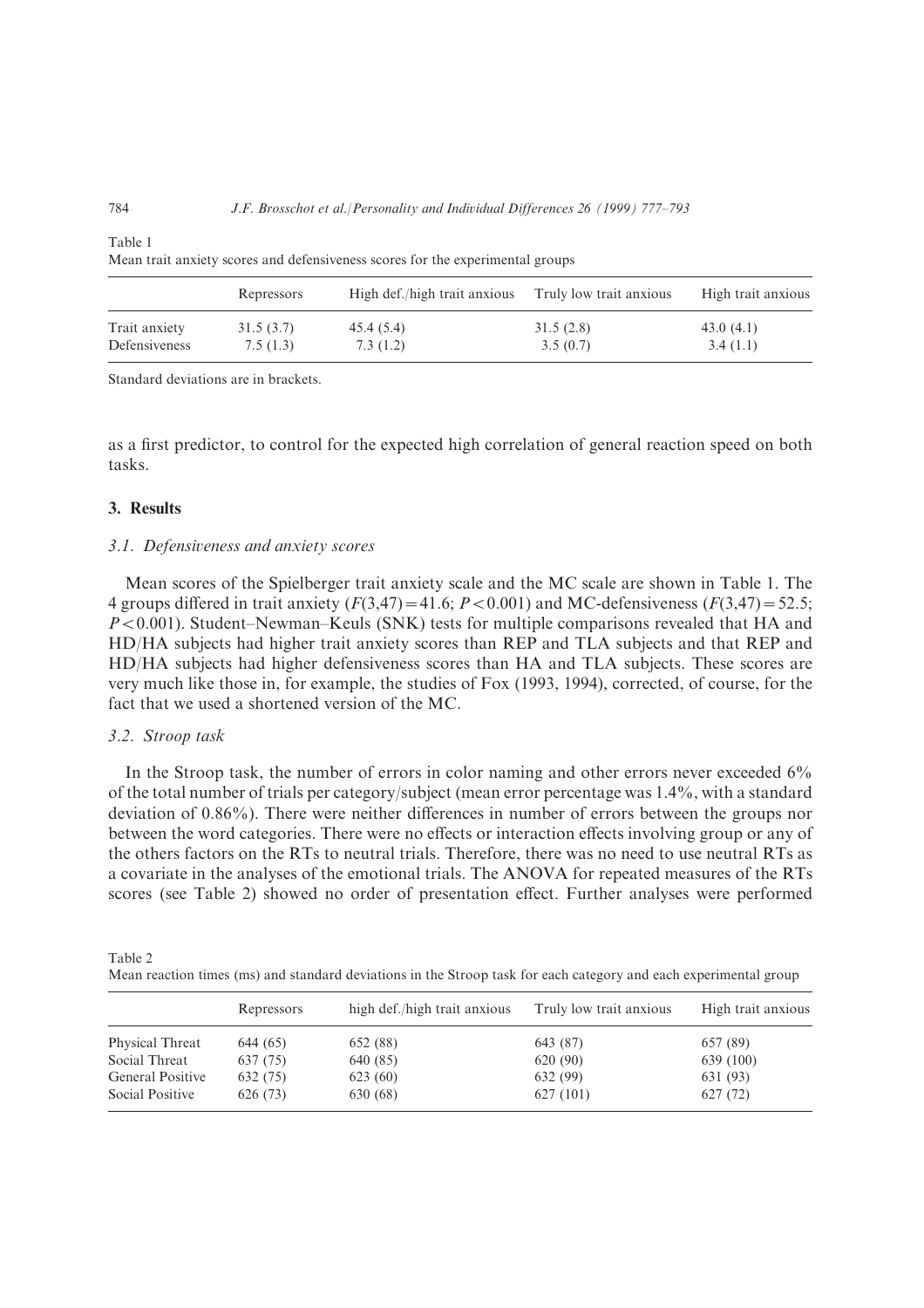Table 1
Mean trait anxiety scores and defensiveness scores for the experimental groups

| | Repressors | High def./high trait anxious | Truly low trait anxious | High trait anxious |
|---|---|---|---|---|
| Trait anxiety | 31.5 (3.7) | 45.4 (5.4) | 31.5 (2.8) | 43.0 (4.1) |
| Defensiveness | 7.5 (1.3) | 7.3 (1.2) | 3.5 (0.7) | 3.4 (1.1) |

Standard deviations are in brackets.

as a first predictor, to control for the expected high correlation of general reaction speed on both tasks.

## 3. Results

### 3.1. Defensiveness and anxiety scores

Mean scores of the Spielberger trait anxiety scale and the MC scale are shown in Table 1. The 4 groups differed in trait anxiety ($F(3,47) = 41.6$; $P < 0.001$) and MC-defensiveness ($F(3,47) = 52.5$; $P < 0.001$). Student–Newman–Keuls (SNK) tests for multiple comparisons revealed that HA and HD/HA subjects had higher trait anxiety scores than REP and TLA subjects and that REP and HD/HA subjects had higher defensiveness scores than HA and TLA subjects. These scores are very much like those in, for example, the studies of Fox (1993, 1994), corrected, of course, for the fact that we used a shortened version of the MC.

### 3.2. Stroop task

In the Stroop task, the number of errors in color naming and other errors never exceeded 6% of the total number of trials per category/subject (mean error percentage was 1.4%, with a standard deviation of 0.86%). There were neither differences in number of errors between the groups nor between the word categories. There were no effects or interaction effects involving group or any of the others factors on the RTs to neutral trials. Therefore, there was no need to use neutral RTs as a covariate in the analyses of the emotional trials. The ANOVA for repeated measures of the RTs scores (see Table 2) showed no order of presentation effect. Further analyses were performed

Table 2
Mean reaction times (ms) and standard deviations in the Stroop task for each category and each experimental group

| | Repressors | high def./high trait anxious | Truly low trait anxious | High trait anxious |
|---|---|---|---|---|
| Physical Threat | 644 (65) | 652 (88) | 643 (87) | 657 (89) |
| Social Threat | 637 (75) | 640 (85) | 620 (90) | 639 (100) |
| General Positive | 632 (75) | 623 (60) | 632 (99) | 631 (93) |
| Social Positive | 626 (73) | 630 (68) | 627 (101) | 627 (72) |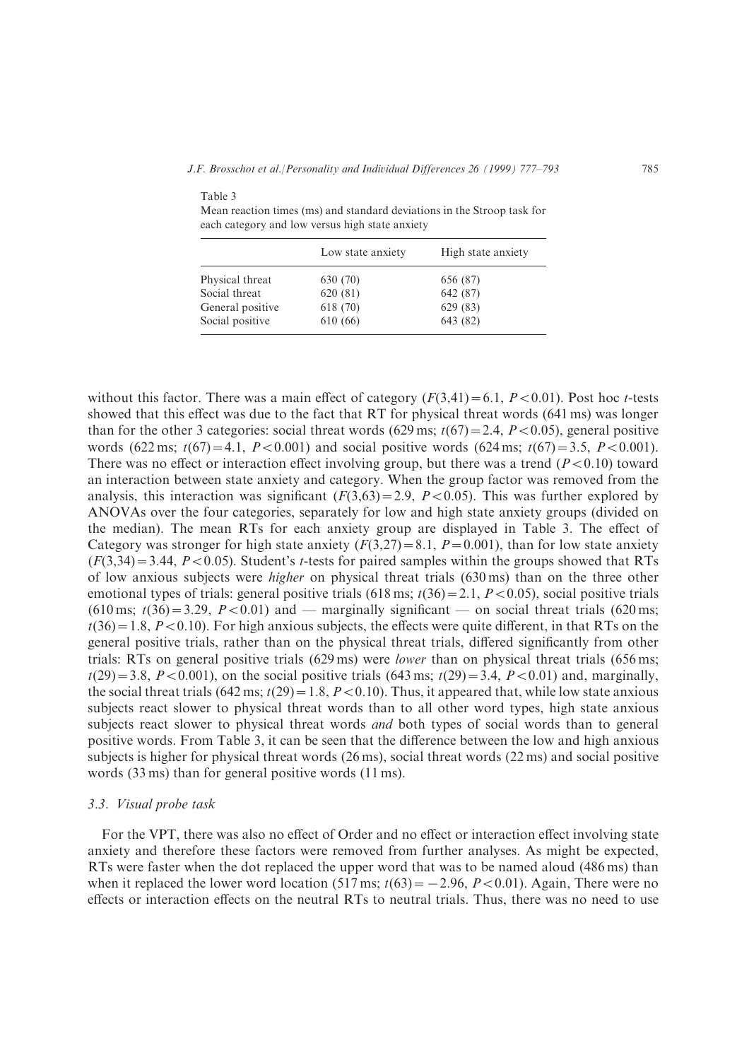Table 3
Mean reaction times (ms) and standard deviations in the Stroop task for each category and low versus high state anxiety

| | Low state anxiety | High state anxiety |
|---|---|---|
| Physical threat | 630 (70) | 656 (87) |
| Social threat | 620 (81) | 642 (87) |
| General positive | 618 (70) | 629 (83) |
| Social positive | 610 (66) | 643 (82) |

without this factor. There was a main effect of category ($F(3,41)=6.1$, $P<0.01$). Post hoc *t*-tests showed that this effect was due to the fact that RT for physical threat words (641 ms) was longer than for the other 3 categories: social threat words (629 ms; $t(67)=2.4$, $P<0.05$), general positive words (622 ms; $t(67)=4.1$, $P<0.001$) and social positive words (624 ms; $t(67)=3.5$, $P<0.001$). There was no effect or interaction effect involving group, but there was a trend ($P<0.10$) toward an interaction between state anxiety and category. When the group factor was removed from the analysis, this interaction was significant ($F(3,63)=2.9$, $P<0.05$). This was further explored by ANOVAs over the four categories, separately for low and high state anxiety groups (divided on the median). The mean RTs for each anxiety group are displayed in Table 3. The effect of Category was stronger for high state anxiety ($F(3,27)=8.1$, $P=0.001$), than for low state anxiety ($F(3,34)=3.44$, $P<0.05$). Student's *t*-tests for paired samples within the groups showed that RTs of low anxious subjects were *higher* on physical threat trials (630 ms) than on the three other emotional types of trials: general positive trials (618 ms; $t(36)=2.1$, $P<0.05$), social positive trials (610 ms; $t(36)=3.29$, $P<0.01$) and — marginally significant — on social threat trials (620 ms; $t(36)=1.8$, $P<0.10$). For high anxious subjects, the effects were quite different, in that RTs on the general positive trials, rather than on the physical threat trials, differed significantly from other trials: RTs on general positive trials (629 ms) were *lower* than on physical threat trials (656 ms; $t(29)=3.8$, $P<0.001$), on the social positive trials (643 ms; $t(29)=3.4$, $P<0.01$) and, marginally, the social threat trials (642 ms; $t(29)=1.8$, $P<0.10$). Thus, it appeared that, while low state anxious subjects react slower to physical threat words than to all other word types, high state anxious subjects react slower to physical threat words *and* both types of social words than to general positive words. From Table 3, it can be seen that the difference between the low and high anxious subjects is higher for physical threat words (26 ms), social threat words (22 ms) and social positive words (33 ms) than for general positive words (11 ms).

### 3.3. Visual probe task

For the VPT, there was also no effect of Order and no effect or interaction effect involving state anxiety and therefore these factors were removed from further analyses. As might be expected, RTs were faster when the dot replaced the upper word that was to be named aloud (486 ms) than when it replaced the lower word location (517 ms; $t(63)=-2.96$, $P<0.01$). Again, There were no effects or interaction effects on the neutral RTs to neutral trials. Thus, there was no need to use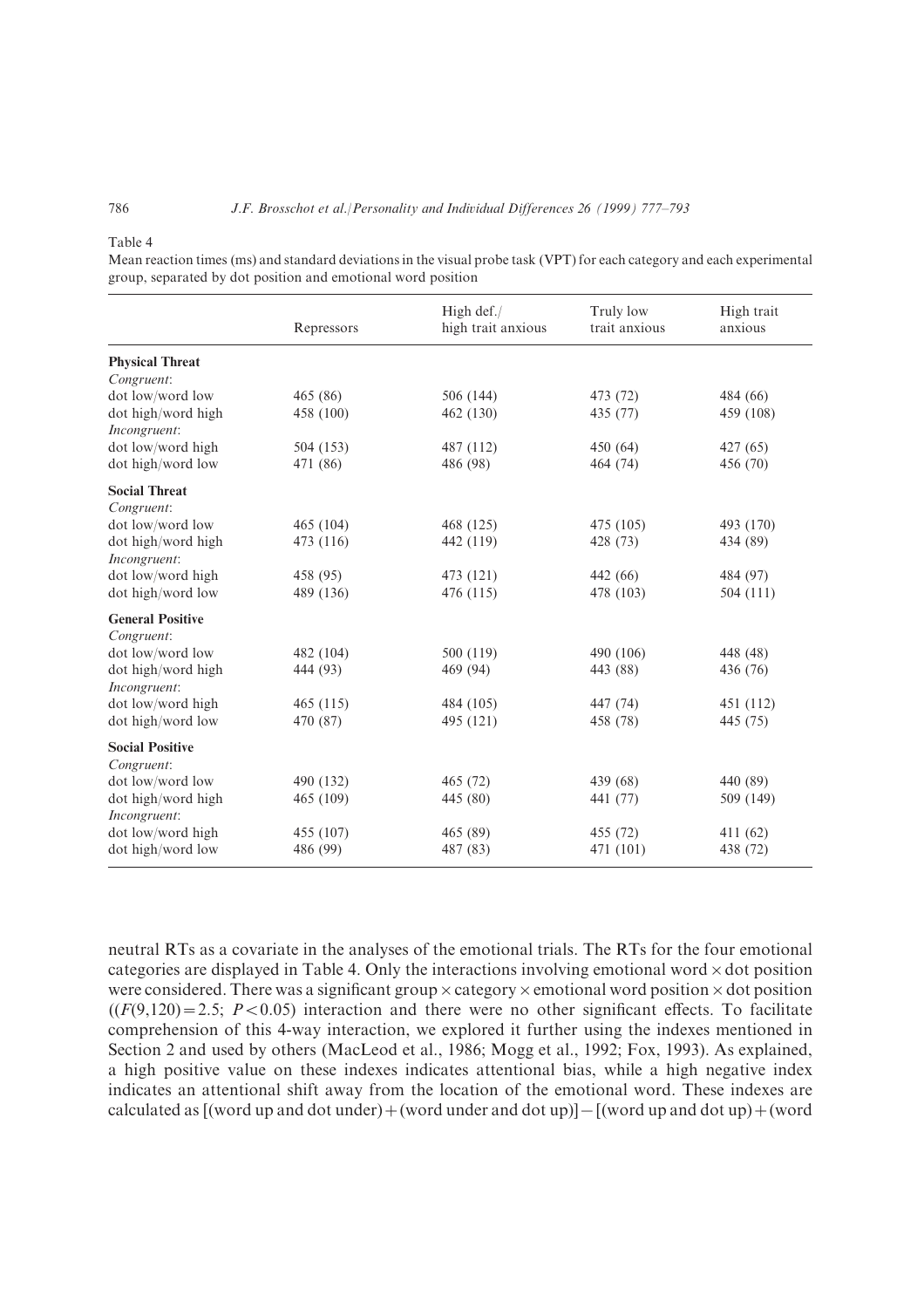Table 4

Mean reaction times (ms) and standard deviations in the visual probe task (VPT) for each category and each experimental group, separated by dot position and emotional word position

| | Repressors | High def./ high trait anxious | Truly low trait anxious | High trait anxious |
|---|---|---|---|---|
| **Physical Threat** | | | | |
| *Congruent*: | | | | |
| dot low/word low | 465 (86) | 506 (144) | 473 (72) | 484 (66) |
| dot high/word high | 458 (100) | 462 (130) | 435 (77) | 459 (108) |
| *Incongruent*: | | | | |
| dot low/word high | 504 (153) | 487 (112) | 450 (64) | 427 (65) |
| dot high/word low | 471 (86) | 486 (98) | 464 (74) | 456 (70) |
| **Social Threat** | | | | |
| *Congruent*: | | | | |
| dot low/word low | 465 (104) | 468 (125) | 475 (105) | 493 (170) |
| dot high/word high | 473 (116) | 442 (119) | 428 (73) | 434 (89) |
| *Incongruent*: | | | | |
| dot low/word high | 458 (95) | 473 (121) | 442 (66) | 484 (97) |
| dot high/word low | 489 (136) | 476 (115) | 478 (103) | 504 (111) |
| **General Positive** | | | | |
| *Congruent*: | | | | |
| dot low/word low | 482 (104) | 500 (119) | 490 (106) | 448 (48) |
| dot high/word high | 444 (93) | 469 (94) | 443 (88) | 436 (76) |
| *Incongruent*: | | | | |
| dot low/word high | 465 (115) | 484 (105) | 447 (74) | 451 (112) |
| dot high/word low | 470 (87) | 495 (121) | 458 (78) | 445 (75) |
| **Social Positive** | | | | |
| *Congruent*: | | | | |
| dot low/word low | 490 (132) | 465 (72) | 439 (68) | 440 (89) |
| dot high/word high | 465 (109) | 445 (80) | 441 (77) | 509 (149) |
| *Incongruent*: | | | | |
| dot low/word high | 455 (107) | 465 (89) | 455 (72) | 411 (62) |
| dot high/word low | 486 (99) | 487 (83) | 471 (101) | 438 (72) |

neutral RTs as a covariate in the analyses of the emotional trials. The RTs for the four emotional categories are displayed in Table 4. Only the interactions involving emotional word × dot position were considered. There was a significant group × category × emotional word position × dot position ($(F(9,120) = 2.5$; $P < 0.05$) interaction and there were no other significant effects. To facilitate comprehension of this 4-way interaction, we explored it further using the indexes mentioned in Section 2 and used by others (MacLeod et al., 1986; Mogg et al., 1992; Fox, 1993). As explained, a high positive value on these indexes indicates attentional bias, while a high negative index indicates an attentional shift away from the location of the emotional word. These indexes are calculated as [(word up and dot under) + (word under and dot up)] − [(word up and dot up) + (word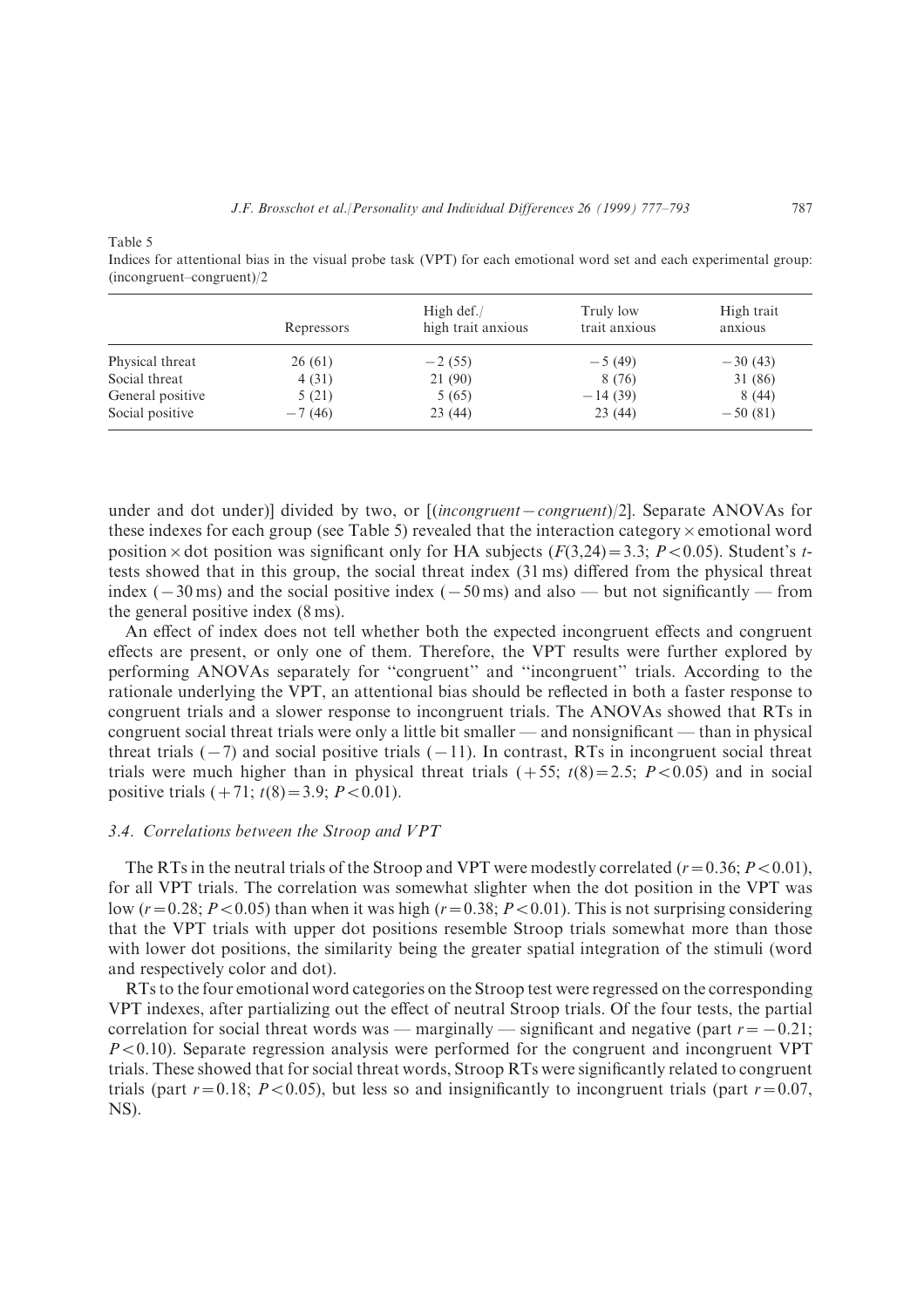Table 5

Indices for attentional bias in the visual probe task (VPT) for each emotional word set and each experimental group: (incongruent–congruent)/2

| | Repressors | High def./ high trait anxious | Truly low trait anxious | High trait anxious |
|---|---|---|---|---|
| Physical threat | 26 (61) | −2 (55) | −5 (49) | −30 (43) |
| Social threat | 4 (31) | 21 (90) | 8 (76) | 31 (86) |
| General positive | 5 (21) | 5 (65) | −14 (39) | 8 (44) |
| Social positive | −7 (46) | 23 (44) | 23 (44) | −50 (81) |

under and dot under)] divided by two, or [(*incongruent*−*congruent*)/2]. Separate ANOVAs for these indexes for each group (see Table 5) revealed that the interaction category × emotional word position × dot position was significant only for HA subjects ($F(3,24)=3.3$; $P<0.05$). Student's *t*-tests showed that in this group, the social threat index (31 ms) differed from the physical threat index (−30 ms) and the social positive index (−50 ms) and also — but not significantly — from the general positive index (8 ms).

An effect of index does not tell whether both the expected incongruent effects and congruent effects are present, or only one of them. Therefore, the VPT results were further explored by performing ANOVAs separately for ''congruent'' and ''incongruent'' trials. According to the rationale underlying the VPT, an attentional bias should be reflected in both a faster response to congruent trials and a slower response to incongruent trials. The ANOVAs showed that RTs in congruent social threat trials were only a little bit smaller — and nonsignificant — than in physical threat trials (−7) and social positive trials (−11). In contrast, RTs in incongruent social threat trials were much higher than in physical threat trials (+55; $t(8)=2.5$; $P<0.05$) and in social positive trials (+71; $t(8)=3.9$; $P<0.01$).

### 3.4. Correlations between the Stroop and VPT

The RTs in the neutral trials of the Stroop and VPT were modestly correlated ($r=0.36$; $P<0.01$), for all VPT trials. The correlation was somewhat slighter when the dot position in the VPT was low ($r=0.28$; $P<0.05$) than when it was high ($r=0.38$; $P<0.01$). This is not surprising considering that the VPT trials with upper dot positions resemble Stroop trials somewhat more than those with lower dot positions, the similarity being the greater spatial integration of the stimuli (word and respectively color and dot).

RTs to the four emotional word categories on the Stroop test were regressed on the corresponding VPT indexes, after partializing out the effect of neutral Stroop trials. Of the four tests, the partial correlation for social threat words was — marginally — significant and negative (part $r=-0.21$; $P<0.10$). Separate regression analysis were performed for the congruent and incongruent VPT trials. These showed that for social threat words, Stroop RTs were significantly related to congruent trials (part $r=0.18$; $P<0.05$), but less so and insignificantly to incongruent trials (part $r=0.07$, NS).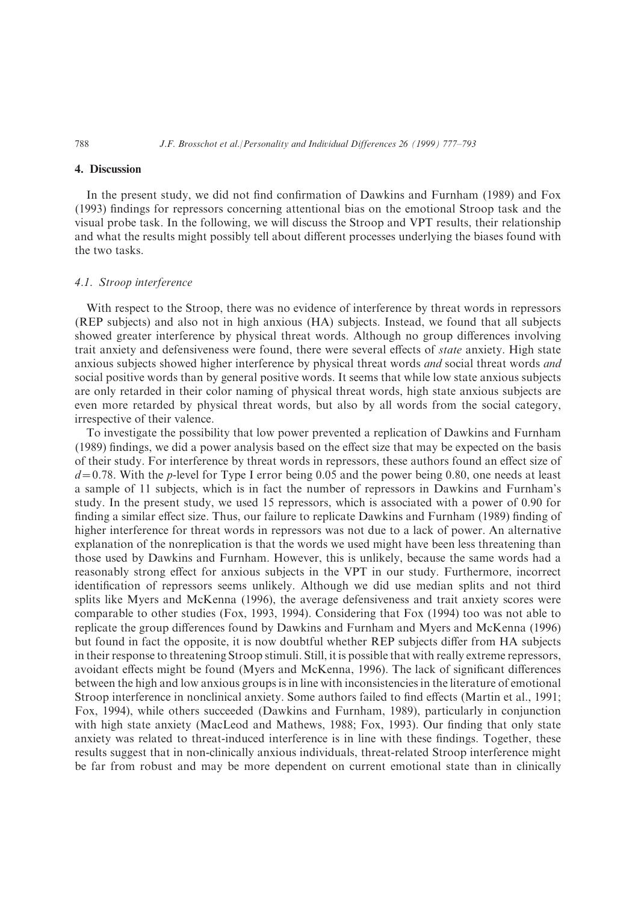## 4. Discussion

In the present study, we did not find confirmation of Dawkins and Furnham (1989) and Fox (1993) findings for repressors concerning attentional bias on the emotional Stroop task and the visual probe task. In the following, we will discuss the Stroop and VPT results, their relationship and what the results might possibly tell about different processes underlying the biases found with the two tasks.

### *4.1. Stroop interference*

With respect to the Stroop, there was no evidence of interference by threat words in repressors (REP subjects) and also not in high anxious (HA) subjects. Instead, we found that all subjects showed greater interference by physical threat words. Although no group differences involving trait anxiety and defensiveness were found, there were several effects of *state* anxiety. High state anxious subjects showed higher interference by physical threat words *and* social threat words *and* social positive words than by general positive words. It seems that while low state anxious subjects are only retarded in their color naming of physical threat words, high state anxious subjects are even more retarded by physical threat words, but also by all words from the social category, irrespective of their valence.

To investigate the possibility that low power prevented a replication of Dawkins and Furnham (1989) findings, we did a power analysis based on the effect size that may be expected on the basis of their study. For interference by threat words in repressors, these authors found an effect size of $d = 0.78$. With the $p$-level for Type I error being 0.05 and the power being 0.80, one needs at least a sample of 11 subjects, which is in fact the number of repressors in Dawkins and Furnham's study. In the present study, we used 15 repressors, which is associated with a power of 0.90 for finding a similar effect size. Thus, our failure to replicate Dawkins and Furnham (1989) finding of higher interference for threat words in repressors was not due to a lack of power. An alternative explanation of the nonreplication is that the words we used might have been less threatening than those used by Dawkins and Furnham. However, this is unlikely, because the same words had a reasonably strong effect for anxious subjects in the VPT in our study. Furthermore, incorrect identification of repressors seems unlikely. Although we did use median splits and not third splits like Myers and McKenna (1996), the average defensiveness and trait anxiety scores were comparable to other studies (Fox, 1993, 1994). Considering that Fox (1994) too was not able to replicate the group differences found by Dawkins and Furnham and Myers and McKenna (1996) but found in fact the opposite, it is now doubtful whether REP subjects differ from HA subjects in their response to threatening Stroop stimuli. Still, it is possible that with really extreme repressors, avoidant effects might be found (Myers and McKenna, 1996). The lack of significant differences between the high and low anxious groups is in line with inconsistencies in the literature of emotional Stroop interference in nonclinical anxiety. Some authors failed to find effects (Martin et al., 1991; Fox, 1994), while others succeeded (Dawkins and Furnham, 1989), particularly in conjunction with high state anxiety (MacLeod and Mathews, 1988; Fox, 1993). Our finding that only state anxiety was related to threat-induced interference is in line with these findings. Together, these results suggest that in non-clinically anxious individuals, threat-related Stroop interference might be far from robust and may be more dependent on current emotional state than in clinically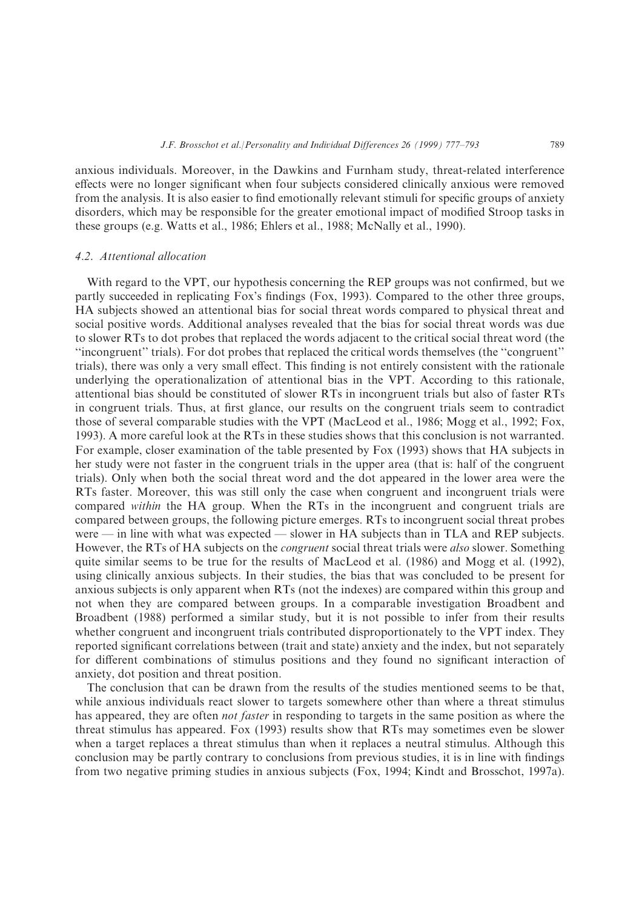anxious individuals. Moreover, in the Dawkins and Furnham study, threat-related interference effects were no longer significant when four subjects considered clinically anxious were removed from the analysis. It is also easier to find emotionally relevant stimuli for specific groups of anxiety disorders, which may be responsible for the greater emotional impact of modified Stroop tasks in these groups (e.g. Watts et al., 1986; Ehlers et al., 1988; McNally et al., 1990).

### 4.2. *Attentional allocation*

With regard to the VPT, our hypothesis concerning the REP groups was not confirmed, but we partly succeeded in replicating Fox's findings (Fox, 1993). Compared to the other three groups, HA subjects showed an attentional bias for social threat words compared to physical threat and social positive words. Additional analyses revealed that the bias for social threat words was due to slower RTs to dot probes that replaced the words adjacent to the critical social threat word (the "incongruent" trials). For dot probes that replaced the critical words themselves (the "congruent" trials), there was only a very small effect. This finding is not entirely consistent with the rationale underlying the operationalization of attentional bias in the VPT. According to this rationale, attentional bias should be constituted of slower RTs in incongruent trials but also of faster RTs in congruent trials. Thus, at first glance, our results on the congruent trials seem to contradict those of several comparable studies with the VPT (MacLeod et al., 1986; Mogg et al., 1992; Fox, 1993). A more careful look at the RTs in these studies shows that this conclusion is not warranted. For example, closer examination of the table presented by Fox (1993) shows that HA subjects in her study were not faster in the congruent trials in the upper area (that is: half of the congruent trials). Only when both the social threat word and the dot appeared in the lower area were the RTs faster. Moreover, this was still only the case when congruent and incongruent trials were compared *within* the HA group. When the RTs in the incongruent and congruent trials are compared between groups, the following picture emerges. RTs to incongruent social threat probes were — in line with what was expected — slower in HA subjects than in TLA and REP subjects. However, the RTs of HA subjects on the *congruent* social threat trials were *also* slower. Something quite similar seems to be true for the results of MacLeod et al. (1986) and Mogg et al. (1992), using clinically anxious subjects. In their studies, the bias that was concluded to be present for anxious subjects is only apparent when RTs (not the indexes) are compared within this group and not when they are compared between groups. In a comparable investigation Broadbent and Broadbent (1988) performed a similar study, but it is not possible to infer from their results whether congruent and incongruent trials contributed disproportionately to the VPT index. They reported significant correlations between (trait and state) anxiety and the index, but not separately for different combinations of stimulus positions and they found no significant interaction of anxiety, dot position and threat position.

The conclusion that can be drawn from the results of the studies mentioned seems to be that, while anxious individuals react slower to targets somewhere other than where a threat stimulus has appeared, they are often *not faster* in responding to targets in the same position as where the threat stimulus has appeared. Fox (1993) results show that RTs may sometimes even be slower when a target replaces a threat stimulus than when it replaces a neutral stimulus. Although this conclusion may be partly contrary to conclusions from previous studies, it is in line with findings from two negative priming studies in anxious subjects (Fox, 1994; Kindt and Brosschot, 1997a).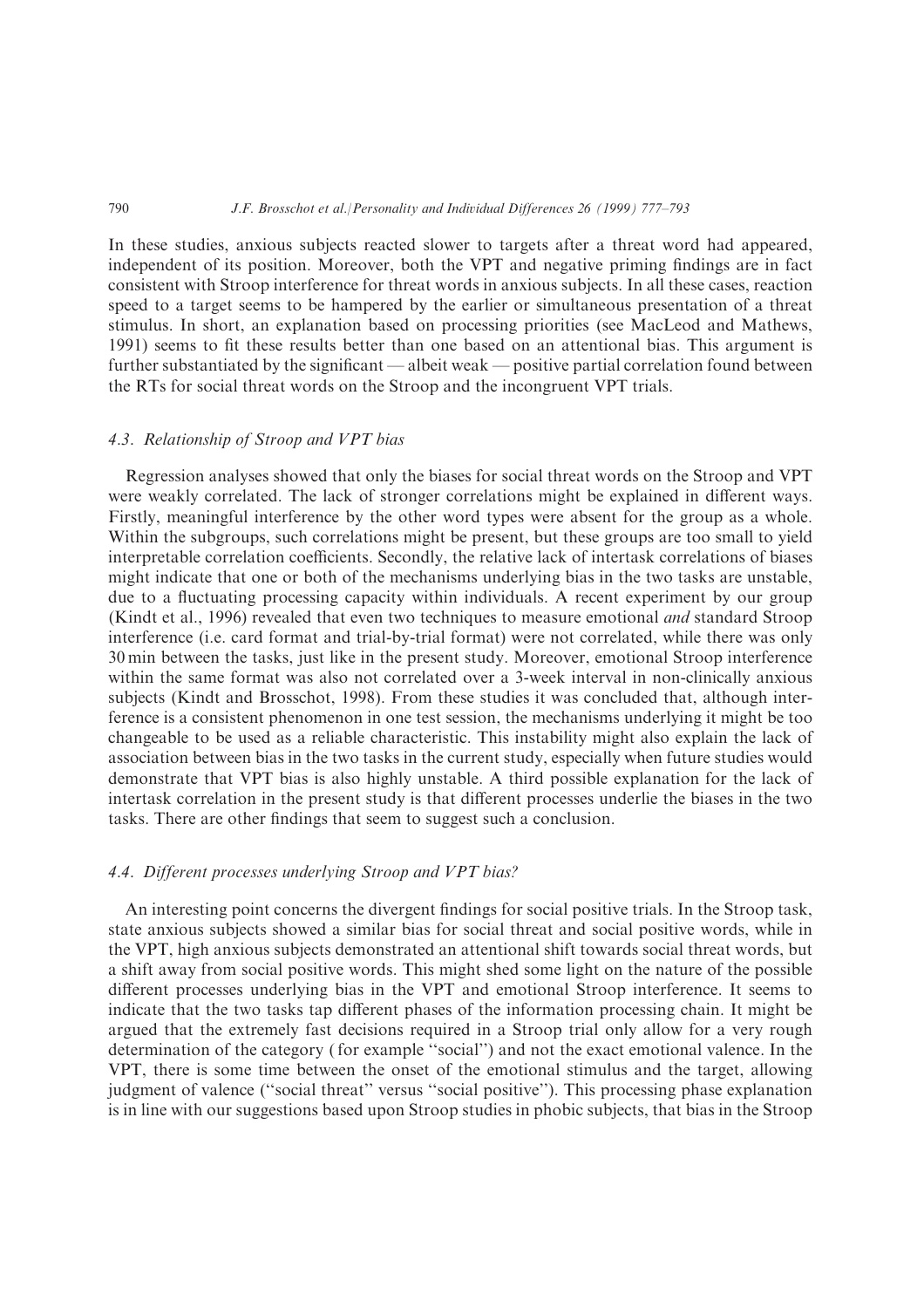In these studies, anxious subjects reacted slower to targets after a threat word had appeared, independent of its position. Moreover, both the VPT and negative priming findings are in fact consistent with Stroop interference for threat words in anxious subjects. In all these cases, reaction speed to a target seems to be hampered by the earlier or simultaneous presentation of a threat stimulus. In short, an explanation based on processing priorities (see MacLeod and Mathews, 1991) seems to fit these results better than one based on an attentional bias. This argument is further substantiated by the significant — albeit weak — positive partial correlation found between the RTs for social threat words on the Stroop and the incongruent VPT trials.

### 4.3. Relationship of Stroop and VPT bias

Regression analyses showed that only the biases for social threat words on the Stroop and VPT were weakly correlated. The lack of stronger correlations might be explained in different ways. Firstly, meaningful interference by the other word types were absent for the group as a whole. Within the subgroups, such correlations might be present, but these groups are too small to yield interpretable correlation coefficients. Secondly, the relative lack of intertask correlations of biases might indicate that one or both of the mechanisms underlying bias in the two tasks are unstable, due to a fluctuating processing capacity within individuals. A recent experiment by our group (Kindt et al., 1996) revealed that even two techniques to measure emotional *and* standard Stroop interference (i.e. card format and trial-by-trial format) were not correlated, while there was only 30 min between the tasks, just like in the present study. Moreover, emotional Stroop interference within the same format was also not correlated over a 3-week interval in non-clinically anxious subjects (Kindt and Brosschot, 1998). From these studies it was concluded that, although interference is a consistent phenomenon in one test session, the mechanisms underlying it might be too changeable to be used as a reliable characteristic. This instability might also explain the lack of association between bias in the two tasks in the current study, especially when future studies would demonstrate that VPT bias is also highly unstable. A third possible explanation for the lack of intertask correlation in the present study is that different processes underlie the biases in the two tasks. There are other findings that seem to suggest such a conclusion.

### 4.4. Different processes underlying Stroop and VPT bias?

An interesting point concerns the divergent findings for social positive trials. In the Stroop task, state anxious subjects showed a similar bias for social threat and social positive words, while in the VPT, high anxious subjects demonstrated an attentional shift towards social threat words, but a shift away from social positive words. This might shed some light on the nature of the possible different processes underlying bias in the VPT and emotional Stroop interference. It seems to indicate that the two tasks tap different phases of the information processing chain. It might be argued that the extremely fast decisions required in a Stroop trial only allow for a very rough determination of the category (for example "social") and not the exact emotional valence. In the VPT, there is some time between the onset of the emotional stimulus and the target, allowing judgment of valence ("social threat" versus "social positive"). This processing phase explanation is in line with our suggestions based upon Stroop studies in phobic subjects, that bias in the Stroop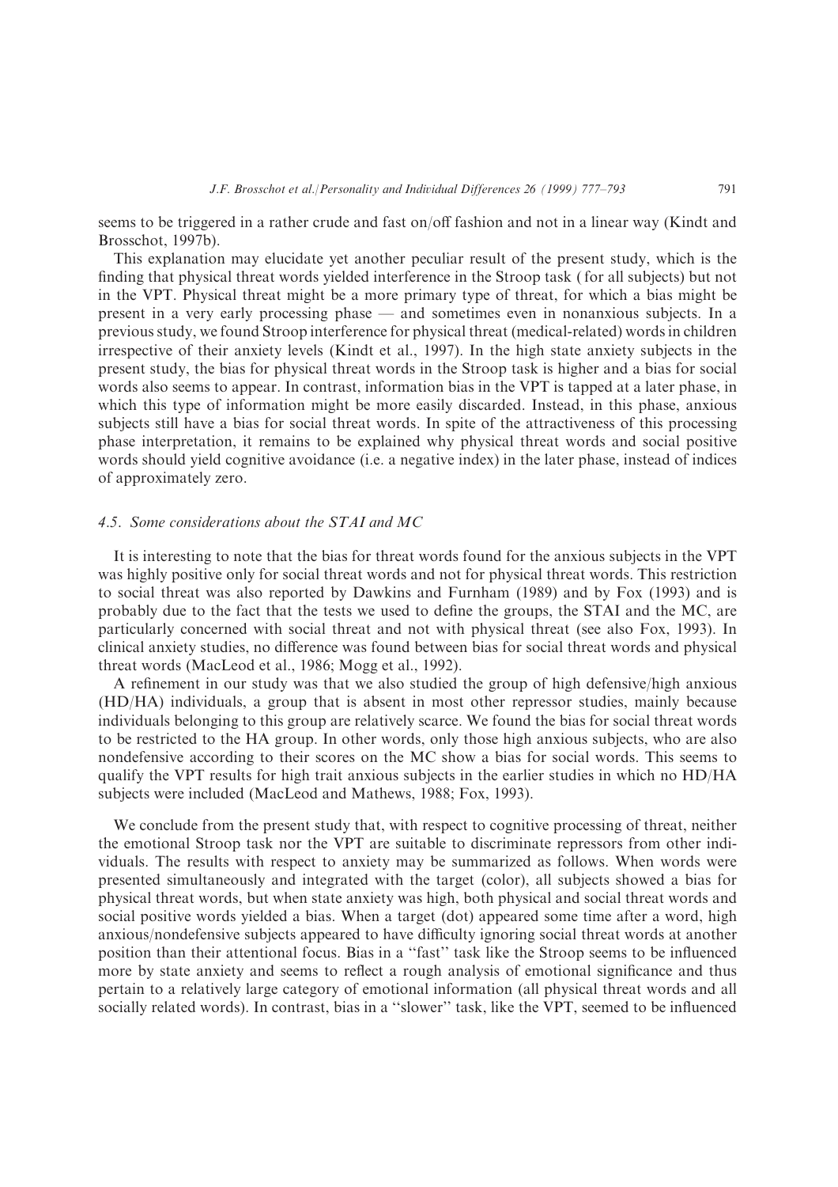seems to be triggered in a rather crude and fast on/off fashion and not in a linear way (Kindt and Brosschot, 1997b).

This explanation may elucidate yet another peculiar result of the present study, which is the finding that physical threat words yielded interference in the Stroop task (for all subjects) but not in the VPT. Physical threat might be a more primary type of threat, for which a bias might be present in a very early processing phase — and sometimes even in nonanxious subjects. In a previous study, we found Stroop interference for physical threat (medical-related) words in children irrespective of their anxiety levels (Kindt et al., 1997). In the high state anxiety subjects in the present study, the bias for physical threat words in the Stroop task is higher and a bias for social words also seems to appear. In contrast, information bias in the VPT is tapped at a later phase, in which this type of information might be more easily discarded. Instead, in this phase, anxious subjects still have a bias for social threat words. In spite of the attractiveness of this processing phase interpretation, it remains to be explained why physical threat words and social positive words should yield cognitive avoidance (i.e. a negative index) in the later phase, instead of indices of approximately zero.

### 4.5. Some considerations about the STAI and MC

It is interesting to note that the bias for threat words found for the anxious subjects in the VPT was highly positive only for social threat words and not for physical threat words. This restriction to social threat was also reported by Dawkins and Furnham (1989) and by Fox (1993) and is probably due to the fact that the tests we used to define the groups, the STAI and the MC, are particularly concerned with social threat and not with physical threat (see also Fox, 1993). In clinical anxiety studies, no difference was found between bias for social threat words and physical threat words (MacLeod et al., 1986; Mogg et al., 1992).

A refinement in our study was that we also studied the group of high defensive/high anxious (HD/HA) individuals, a group that is absent in most other repressor studies, mainly because individuals belonging to this group are relatively scarce. We found the bias for social threat words to be restricted to the HA group. In other words, only those high anxious subjects, who are also nondefensive according to their scores on the MC show a bias for social words. This seems to qualify the VPT results for high trait anxious subjects in the earlier studies in which no HD/HA subjects were included (MacLeod and Mathews, 1988; Fox, 1993).

We conclude from the present study that, with respect to cognitive processing of threat, neither the emotional Stroop task nor the VPT are suitable to discriminate repressors from other individuals. The results with respect to anxiety may be summarized as follows. When words were presented simultaneously and integrated with the target (color), all subjects showed a bias for physical threat words, but when state anxiety was high, both physical and social threat words and social positive words yielded a bias. When a target (dot) appeared some time after a word, high anxious/nondefensive subjects appeared to have difficulty ignoring social threat words at another position than their attentional focus. Bias in a "fast" task like the Stroop seems to be influenced more by state anxiety and seems to reflect a rough analysis of emotional significance and thus pertain to a relatively large category of emotional information (all physical threat words and all socially related words). In contrast, bias in a "slower" task, like the VPT, seemed to be influenced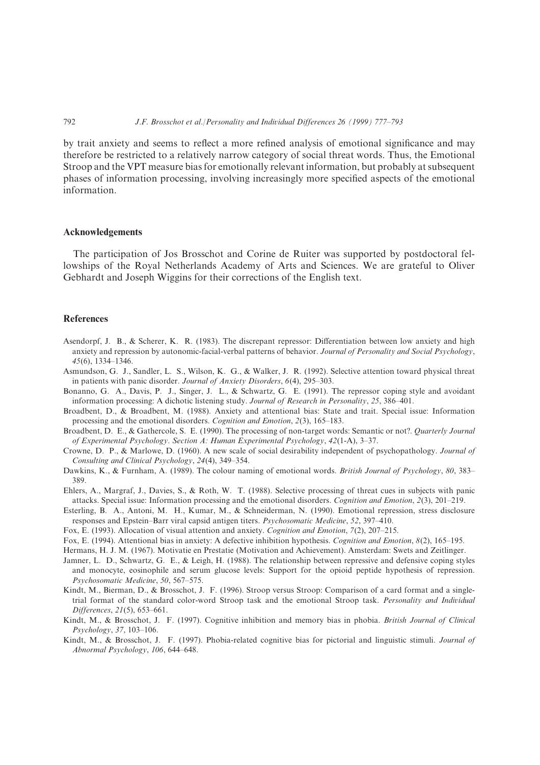by trait anxiety and seems to reflect a more refined analysis of emotional significance and may therefore be restricted to a relatively narrow category of social threat words. Thus, the Emotional Stroop and the VPT measure bias for emotionally relevant information, but probably at subsequent phases of information processing, involving increasingly more specified aspects of the emotional information.

## Acknowledgements

The participation of Jos Brosschot and Corine de Ruiter was supported by postdoctoral fellowships of the Royal Netherlands Academy of Arts and Sciences. We are grateful to Oliver Gebhardt and Joseph Wiggins for their corrections of the English text.

## References

Asendorpf, J. B., & Scherer, K. R. (1983). The discrepant repressor: Differentiation between low anxiety and high anxiety and repression by autonomic-facial-verbal patterns of behavior. *Journal of Personality and Social Psychology*, *45*(6), 1334–1346.

Asmundson, G. J., Sandler, L. S., Wilson, K. G., & Walker, J. R. (1992). Selective attention toward physical threat in patients with panic disorder. *Journal of Anxiety Disorders*, *6*(4), 295–303.

Bonanno, G. A., Davis, P. J., Singer, J. L., & Schwartz, G. E. (1991). The repressor coping style and avoidant information processing: A dichotic listening study. *Journal of Research in Personality*, *25*, 386–401.

Broadbent, D., & Broadbent, M. (1988). Anxiety and attentional bias: State and trait. Special issue: Information processing and the emotional disorders. *Cognition and Emotion*, *2*(3), 165–183.

Broadbent, D. E., & Gathercole, S. E. (1990). The processing of non-target words: Semantic or not?. *Quarterly Journal of Experimental Psychology. Section A: Human Experimental Psychology*, *42*(1-A), 3–37.

Crowne, D. P., & Marlowe, D. (1960). A new scale of social desirability independent of psychopathology. *Journal of Consulting and Clinical Psychology*, *24*(4), 349–354.

Dawkins, K., & Furnham, A. (1989). The colour naming of emotional words. *British Journal of Psychology*, *80*, 383–389.

Ehlers, A., Margraf, J., Davies, S., & Roth, W. T. (1988). Selective processing of threat cues in subjects with panic attacks. Special issue: Information processing and the emotional disorders. *Cognition and Emotion*, *2*(3), 201–219.

Esterling, B. A., Antoni, M. H., Kumar, M., & Schneiderman, N. (1990). Emotional repression, stress disclosure responses and Epstein–Barr viral capsid antigen titers. *Psychosomatic Medicine*, *52*, 397–410.

Fox, E. (1993). Allocation of visual attention and anxiety. *Cognition and Emotion*, *7*(2), 207–215.

Fox, E. (1994). Attentional bias in anxiety: A defective inhibition hypothesis. *Cognition and Emotion*, *8*(2), 165–195.

Hermans, H. J. M. (1967). Motivatie en Prestatie (Motivation and Achievement). Amsterdam: Swets and Zeitlinger.

Jamner, L. D., Schwartz, G. E., & Leigh, H. (1988). The relationship between repressive and defensive coping styles and monocyte, eosinophile and serum glucose levels: Support for the opioid peptide hypothesis of repression. *Psychosomatic Medicine*, *50*, 567–575.

Kindt, M., Bierman, D., & Brosschot, J. F. (1996). Stroop versus Stroop: Comparison of a card format and a single-trial format of the standard color-word Stroop task and the emotional Stroop task. *Personality and Individual Differences*, *21*(5), 653–661.

Kindt, M., & Brosschot, J. F. (1997). Cognitive inhibition and memory bias in phobia. *British Journal of Clinical Psychology*, *37*, 103–106.

Kindt, M., & Brosschot, J. F. (1997). Phobia-related cognitive bias for pictorial and linguistic stimuli. *Journal of Abnormal Psychology*, *106*, 644–648.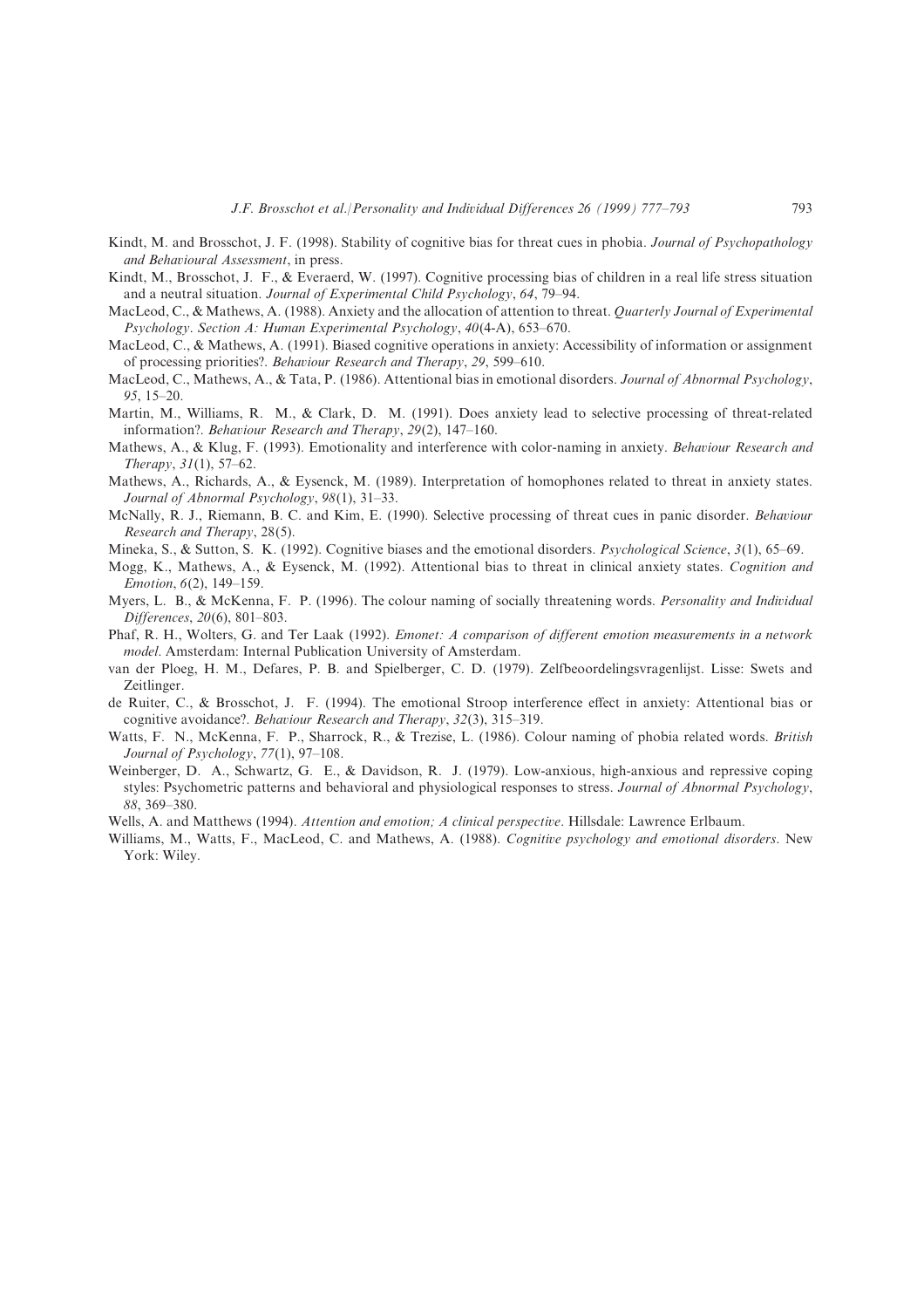Kindt, M. and Brosschot, J. F. (1998). Stability of cognitive bias for threat cues in phobia. *Journal of Psychopathology and Behavioural Assessment*, in press.

Kindt, M., Brosschot, J. F., & Everaerd, W. (1997). Cognitive processing bias of children in a real life stress situation and a neutral situation. *Journal of Experimental Child Psychology*, *64*, 79–94.

MacLeod, C., & Mathews, A. (1988). Anxiety and the allocation of attention to threat. *Quarterly Journal of Experimental Psychology. Section A: Human Experimental Psychology*, *40*(4-A), 653–670.

MacLeod, C., & Mathews, A. (1991). Biased cognitive operations in anxiety: Accessibility of information or assignment of processing priorities?. *Behaviour Research and Therapy*, *29*, 599–610.

MacLeod, C., Mathews, A., & Tata, P. (1986). Attentional bias in emotional disorders. *Journal of Abnormal Psychology*, *95*, 15–20.

Martin, M., Williams, R. M., & Clark, D. M. (1991). Does anxiety lead to selective processing of threat-related information?. *Behaviour Research and Therapy*, *29*(2), 147–160.

Mathews, A., & Klug, F. (1993). Emotionality and interference with color-naming in anxiety. *Behaviour Research and Therapy*, *31*(1), 57–62.

Mathews, A., Richards, A., & Eysenck, M. (1989). Interpretation of homophones related to threat in anxiety states. *Journal of Abnormal Psychology*, *98*(1), 31–33.

McNally, R. J., Riemann, B. C. and Kim, E. (1990). Selective processing of threat cues in panic disorder. *Behaviour Research and Therapy*, 28(5).

Mineka, S., & Sutton, S. K. (1992). Cognitive biases and the emotional disorders. *Psychological Science*, *3*(1), 65–69.

Mogg, K., Mathews, A., & Eysenck, M. (1992). Attentional bias to threat in clinical anxiety states. *Cognition and Emotion*, *6*(2), 149–159.

Myers, L. B., & McKenna, F. P. (1996). The colour naming of socially threatening words. *Personality and Individual Differences*, *20*(6), 801–803.

Phaf, R. H., Wolters, G. and Ter Laak (1992). *Emonet: A comparison of different emotion measurements in a network model*. Amsterdam: Internal Publication University of Amsterdam.

van der Ploeg, H. M., Defares, P. B. and Spielberger, C. D. (1979). Zelfbeoordelingsvragenlijst. Lisse: Swets and Zeitlinger.

de Ruiter, C., & Brosschot, J. F. (1994). The emotional Stroop interference effect in anxiety: Attentional bias or cognitive avoidance?. *Behaviour Research and Therapy*, *32*(3), 315–319.

Watts, F. N., McKenna, F. P., Sharrock, R., & Trezise, L. (1986). Colour naming of phobia related words. *British Journal of Psychology*, *77*(1), 97–108.

Weinberger, D. A., Schwartz, G. E., & Davidson, R. J. (1979). Low-anxious, high-anxious and repressive coping styles: Psychometric patterns and behavioral and physiological responses to stress. *Journal of Abnormal Psychology*, *88*, 369–380.

Wells, A. and Matthews (1994). *Attention and emotion; A clinical perspective*. Hillsdale: Lawrence Erlbaum.

Williams, M., Watts, F., MacLeod, C. and Mathews, A. (1988). *Cognitive psychology and emotional disorders*. New York: Wiley.